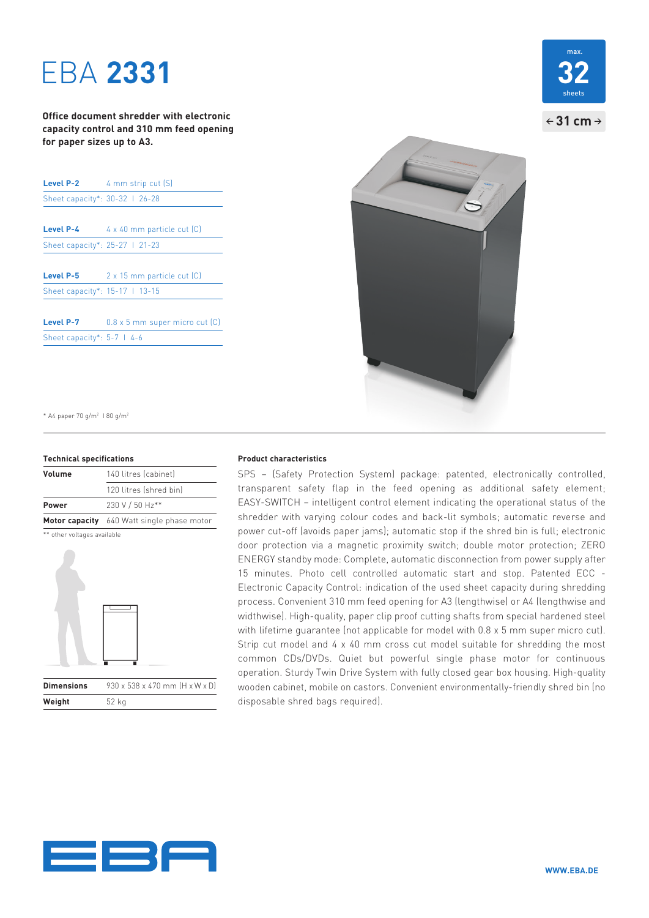# EBA **2331**

max.
**32**
sheets

← 31 cm →

**Office document shredder with electronic capacity control and 310 mm feed opening for paper sizes up to A3.**

| **Level P-2** | 4 mm strip cut (S) |
|---|---|
| Sheet capacity*: 30-32 I 26-28 | |

| **Level P-4** | 4 x 40 mm particle cut (C) |
|---|---|
| Sheet capacity*: 25-27 I 21-23 | |

| **Level P-5** | 2 x 15 mm particle cut (C) |
|---|---|
| Sheet capacity*: 15-17 I 13-15 | |

| **Level P-7** | 0.8 x 5 mm super micro cut (C) |
|---|---|
| Sheet capacity*: 5-7 I 4-6 | |

* A4 paper 70 g/m² I 80 g/m²

### Technical specifications

| | |
|---|---|
| **Volume** | 140 litres (cabinet) |
| | 120 litres (shred bin) |
| **Power** | 230 V / 50 Hz** |
| **Motor capacity** | 640 Watt single phase motor |

** other voltages available

| | |
|---|---|
| **Dimensions** | 930 x 538 x 470 mm (H x W x D) |
| **Weight** | 52 kg |

### Product characteristics

SPS – (Safety Protection System) package: patented, electronically controlled, transparent safety flap in the feed opening as additional safety element; EASY-SWITCH – intelligent control element indicating the operational status of the shredder with varying colour codes and back-lit symbols; automatic reverse and power cut-off (avoids paper jams); automatic stop if the shred bin is full; electronic door protection via a magnetic proximity switch; double motor protection; ZERO ENERGY standby mode: Complete, automatic disconnection from power supply after 15 minutes. Photo cell controlled automatic start and stop. Patented ECC - Electronic Capacity Control: indication of the used sheet capacity during shredding process. Convenient 310 mm feed opening for A3 (lengthwise) or A4 (lengthwise and widthwise). High-quality, paper clip proof cutting shafts from special hardened steel with lifetime guarantee (not applicable for model with 0.8 x 5 mm super micro cut). Strip cut model and 4 x 40 mm cross cut model suitable for shredding the most common CDs/DVDs. Quiet but powerful single phase motor for continuous operation. Sturdy Twin Drive System with fully closed gear box housing. High-quality wooden cabinet, mobile on castors. Convenient environmentally-friendly shred bin (no disposable shred bags required).

EBA

WWW.EBA.DE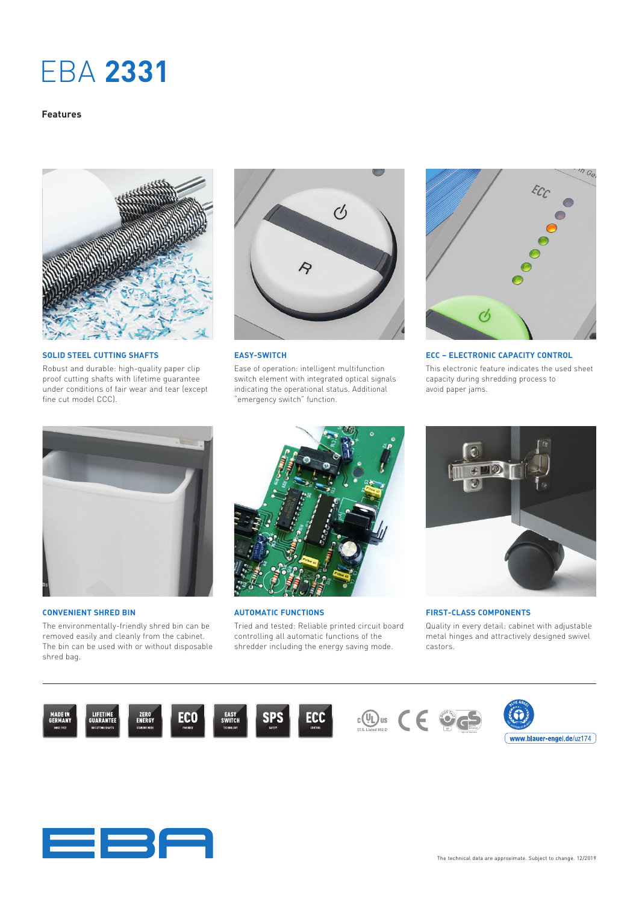# EBA **2331**

**Features**

### SOLID STEEL CUTTING SHAFTS

Robust and durable: high-quality paper clip proof cutting shafts with lifetime guarantee under conditions of fair wear and tear (except fine cut model CCC).

### EASY-SWITCH

Ease of operation: intelligent multifunction switch element with integrated optical signals indicating the operational status. Additional "emergency switch" function.

### ECC – ELECTRONIC CAPACITY CONTROL

This electronic feature indicates the used sheet capacity during shredding process to avoid paper jams.

### CONVENIENT SHRED BIN

The environmentally-friendly shred bin can be removed easily and cleanly from the cabinet. The bin can be used with or without disposable shred bag.

### AUTOMATIC FUNCTIONS

Tried and tested: Reliable printed circuit board controlling all automatic functions of the shredder including the energy saving mode.

### FIRST-CLASS COMPONENTS

Quality in every detail: cabinet with adjustable metal hinges and attractively designed swivel castors.

MADE IN GERMANY · LIFETIME GUARANTEE · ZERO ENERGY · ECO · EASY SWITCH · SPS · ECC

www.blauer-engel.de/uz174

The technical data are approximate. Subject to change. 12/2019